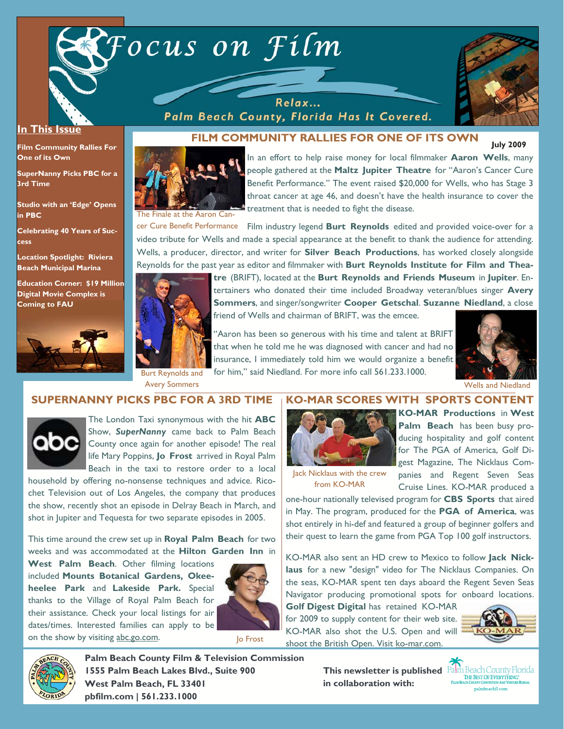# Focus on Film

Relax...
Palm Beach County, Florida Has It Covered.

## In This Issue

**Film Community Rallies For One of its Own**

**SuperNanny Picks PBC for a 3rd Time**

**Studio with an 'Edge' Opens in PBC**

**Celebrating 40 Years of Success**

**Location Spotlight: Riviera Beach Municipal Marina**

**Education Corner: $19 Million Digital Movie Complex is Coming to FAU**

July 2009

## FILM COMMUNITY RALLIES FOR ONE OF ITS OWN

The Finale at the Aaron Cancer Cure Benefit Performance

In an effort to help raise money for local filmmaker **Aaron Wells**, many people gathered at the **Maltz Jupiter Theatre** for "Aaron's Cancer Cure Benefit Performance." The event raised $20,000 for Wells, who has Stage 3 throat cancer at age 46, and doesn't have the health insurance to cover the treatment that is needed to fight the disease.

Film industry legend **Burt Reynolds** edited and provided voice-over for a video tribute for Wells and made a special appearance at the benefit to thank the audience for attending. Wells, a producer, director, and writer for **Silver Beach Productions**, has worked closely alongside Reynolds for the past year as editor and filmmaker with **Burt Reynolds Institute for Film and Theatre** (BRIFT), located at the **Burt Reynolds and Friends Museum** in **Jupiter**. Entertainers who donated their time included Broadway veteran/blues singer **Avery Sommers**, and singer/songwriter **Cooper Getschal**. **Suzanne Niedland**, a close friend of Wells and chairman of BRIFT, was the emcee.

Burt Reynolds and Avery Sommers

"Aaron has been so generous with his time and talent at BRIFT that when he told me he was diagnosed with cancer and had no insurance, I immediately told him we would organize a benefit for him," said Niedland. For more info call 561.233.1000.

Wells and Niedland

## SUPERNANNY PICKS PBC FOR A 3RD TIME

The London Taxi synonymous with the hit **ABC** Show, ***SuperNanny*** came back to Palm Beach County once again for another episode! The real life Mary Poppins, **Jo Frost** arrived in Royal Palm Beach in the taxi to restore order to a local household by offering no-nonsense techniques and advice. Ricochet Television out of Los Angeles, the company that produces the show, recently shot an episode in Delray Beach in March, and shot in Jupiter and Tequesta for two separate episodes in 2005.

This time around the crew set up in **Royal Palm Beach** for two weeks and was accommodated at the **Hilton Garden Inn** in **West Palm Beach**. Other filming locations included **Mounts Botanical Gardens, Okeeheelee Park** and **Lakeside Park.** Special thanks to the Village of Royal Palm Beach for their assistance. Check your local listings for air dates/times. Interested families can apply to be on the show by visiting abc.go.com.

Jo Frost

## KO-MAR SCORES WITH SPORTS CONTENT

Jack Nicklaus with the crew from KO-MAR

**KO-MAR Productions** in **West Palm Beach** has been busy producing hospitality and golf content for The PGA of America, Golf Digest Magazine, The Nicklaus Companies and Regent Seven Seas Cruise Lines. KO-MAR produced a one-hour nationally televised program for **CBS Sports** that aired in May. The program, produced for the **PGA of America**, was shot entirely in hi-def and featured a group of beginner golfers and their quest to learn the game from PGA Top 100 golf instructors.

KO-MAR also sent an HD crew to Mexico to follow **Jack Nicklaus** for a new "design" video for The Nicklaus Companies. On the seas, KO-MAR spent ten days aboard the Regent Seven Seas Navigator producing promotional spots for onboard locations. **Golf Digest Digital** has retained KO-MAR for 2009 to supply content for their web site. KO-MAR also shot the U.S. Open and will shoot the British Open. Visit ko-mar.com.

**Palm Beach County Film & Television Commission**
**1555 Palm Beach Lakes Blvd., Suite 900**
**West Palm Beach, FL 33401**
**pbfilm.com | 561.233.1000**

**This newsletter is published in collaboration with:** Palm Beach County Florida — The Best of Everything. Palm Beach County Convention and Visitors Bureau — palmbeachfl.com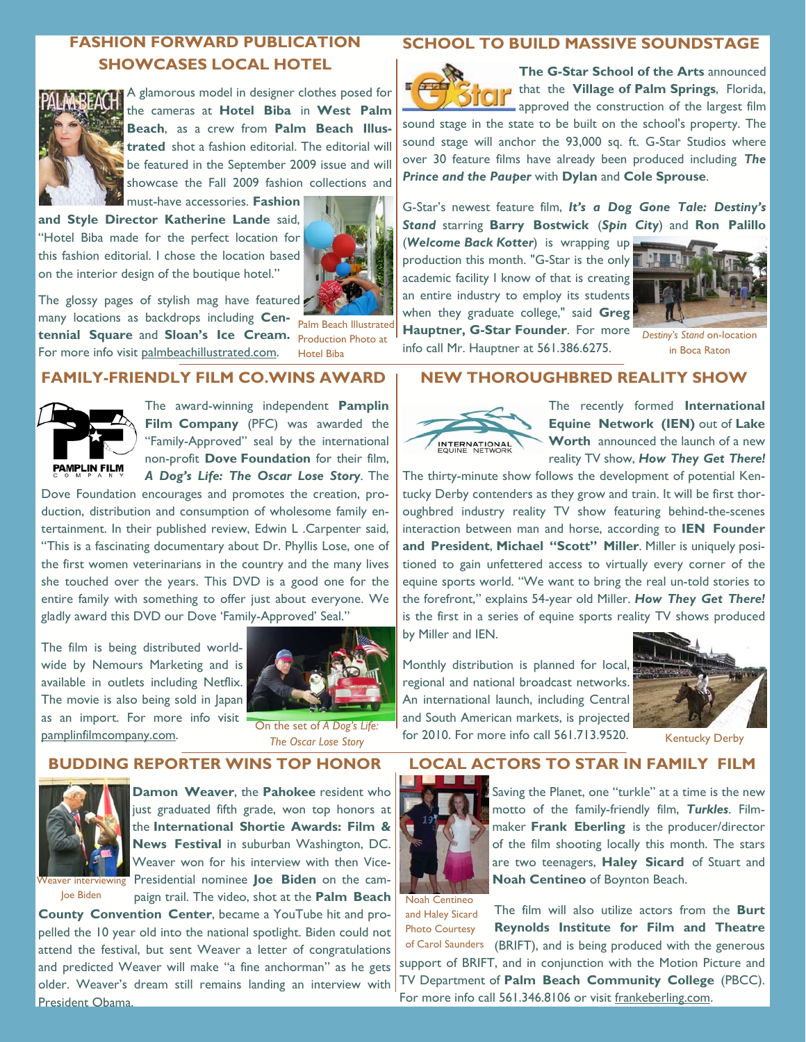## FASHION FORWARD PUBLICATION SHOWCASES LOCAL HOTEL

A glamorous model in designer clothes posed for the cameras at **Hotel Biba** in **West Palm Beach**, as a crew from **Palm Beach Illustrated** shot a fashion editorial. The editorial will be featured in the September 2009 issue and will showcase the Fall 2009 fashion collections and must-have accessories. **Fashion and Style Director Katherine Lande** said, "Hotel Biba made for the perfect location for this fashion editorial. I chose the location based on the interior design of the boutique hotel."

The glossy pages of stylish mag have featured many locations as backdrops including **Centennial Square** and **Sloan's Ice Cream.** For more info visit palmbeachillustrated.com.

Palm Beach Illustrated Production Photo at Hotel Biba

## SCHOOL TO BUILD MASSIVE SOUNDSTAGE

**The G-Star School of the Arts** announced that the **Village of Palm Springs**, Florida, approved the construction of the largest film sound stage in the state to be built on the school's property. The sound stage will anchor the 93,000 sq. ft. G-Star Studios where over 30 feature films have already been produced including ***The Prince and the Pauper*** with **Dylan** and **Cole Sprouse**.

G-Star's newest feature film, ***It's a Dog Gone Tale: Destiny's Stand*** starring **Barry Bostwick** (***Spin City***) and **Ron Palillo** (***Welcome Back Kotter***) is wrapping up production this month. "G-Star is the only academic facility I know of that is creating an entire industry to employ its students when they graduate college," said **Greg Hauptner, G-Star Founder**. For more info call Mr. Hauptner at 561.386.6275.

*Destiny's Stand* on-location in Boca Raton

## FAMILY-FRIENDLY FILM CO.WINS AWARD

The award-winning independent **Pamplin Film Company** (PFC) was awarded the "Family-Approved" seal by the international non-profit **Dove Foundation** for their film, ***A Dog's Life: The Oscar Lose Story***. The Dove Foundation encourages and promotes the creation, production, distribution and consumption of wholesome family entertainment. In their published review, Edwin L .Carpenter said, "This is a fascinating documentary about Dr. Phyllis Lose, one of the first women veterinarians in the country and the many lives she touched over the years. This DVD is a good one for the entire family with something to offer just about everyone. We gladly award this DVD our Dove 'Family-Approved' Seal."

The film is being distributed worldwide by Nemours Marketing and is available in outlets including Netflix. The movie is also being sold in Japan as an import. For more info visit pamplinfilmcompany.com.

On the set of *A Dog's Life: The Oscar Lose Story*

## NEW THOROUGHBRED REALITY SHOW

The recently formed **International Equine Network (IEN)** out of **Lake Worth** announced the launch of a new reality TV show, ***How They Get There!*** The thirty-minute show follows the development of potential Kentucky Derby contenders as they grow and train. It will be first thoroughbred industry reality TV show featuring behind-the-scenes interaction between man and horse, according to **IEN Founder and President**, **Michael "Scott" Miller**. Miller is uniquely positioned to gain unfettered access to virtually every corner of the equine sports world. "We want to bring the real un-told stories to the forefront," explains 54-year old Miller. ***How They Get There!*** is the first in a series of equine sports reality TV shows produced by Miller and IEN.

Monthly distribution is planned for local, regional and national broadcast networks. An international launch, including Central and South American markets, is projected for 2010. For more info call 561.713.9520.

Kentucky Derby

## BUDDING REPORTER WINS TOP HONOR

**Damon Weaver**, the **Pahokee** resident who just graduated fifth grade, won top honors at the **International Shortie Awards: Film & News Festival** in suburban Washington, DC. Weaver won for his interview with then Vice-Presidential nominee **Joe Biden** on the campaign trail. The video, shot at the **Palm Beach County Convention Center**, became a YouTube hit and propelled the 10 year old into the national spotlight. Biden could not attend the festival, but sent Weaver a letter of congratulations and predicted Weaver will make "a fine anchorman" as he gets older. Weaver's dream still remains landing an interview with President Obama.

Weaver interviewing Joe Biden

## LOCAL ACTORS TO STAR IN FAMILY FILM

Saving the Planet, one "turkle" at a time is the new motto of the family-friendly film, ***Turkles***. Filmmaker **Frank Eberling** is the producer/director of the film shooting locally this month. The stars are two teenagers, **Haley Sicard** of Stuart and **Noah Centineo** of Boynton Beach.

The film will also utilize actors from the **Burt Reynolds Institute for Film and Theatre** (BRIFT), and is being produced with the generous support of BRIFT, and in conjunction with the Motion Picture and TV Department of **Palm Beach Community College** (PBCC). For more info call 561.346.8106 or visit frankeberling.com.

Noah Centineo and Haley Sicard Photo Courtesy of Carol Saunders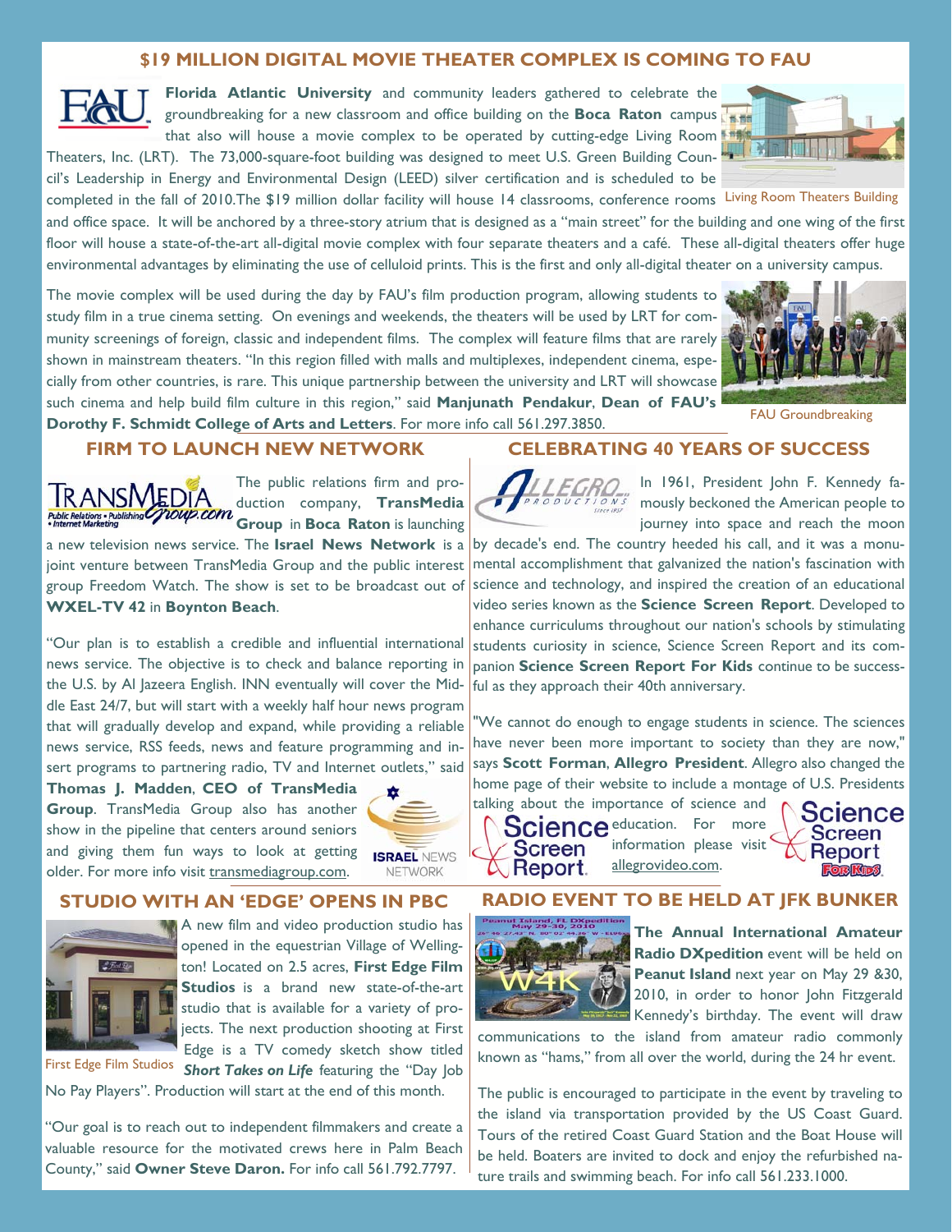## $19 MILLION DIGITAL MOVIE THEATER COMPLEX IS COMING TO FAU

**Florida Atlantic University** and community leaders gathered to celebrate the groundbreaking for a new classroom and office building on the **Boca Raton** campus that also will house a movie complex to be operated by cutting-edge Living Room Theaters, Inc. (LRT). The 73,000-square-foot building was designed to meet U.S. Green Building Council's Leadership in Energy and Environmental Design (LEED) silver certification and is scheduled to be completed in the fall of 2010.The $19 million dollar facility will house 14 classrooms, conference rooms and office space. It will be anchored by a three-story atrium that is designed as a "main street" for the building and one wing of the first floor will house a state-of-the-art all-digital movie complex with four separate theaters and a café. These all-digital theaters offer huge environmental advantages by eliminating the use of celluloid prints. This is the first and only all-digital theater on a university campus.

Living Room Theaters Building

The movie complex will be used during the day by FAU's film production program, allowing students to study film in a true cinema setting. On evenings and weekends, the theaters will be used by LRT for community screenings of foreign, classic and independent films. The complex will feature films that are rarely shown in mainstream theaters. "In this region filled with malls and multiplexes, independent cinema, especially from other countries, is rare. This unique partnership between the university and LRT will showcase such cinema and help build film culture in this region," said **Manjunath Pendakur**, **Dean of FAU's Dorothy F. Schmidt College of Arts and Letters**. For more info call 561.297.3850.

FAU Groundbreaking

## FIRM TO LAUNCH NEW NETWORK

The public relations firm and production company, **TransMedia Group** in **Boca Raton** is launching a new television news service. The **Israel News Network** is a joint venture between TransMedia Group and the public interest group Freedom Watch. The show is set to be broadcast out of **WXEL-TV 42** in **Boynton Beach**.

"Our plan is to establish a credible and influential international news service. The objective is to check and balance reporting in the U.S. by Al Jazeera English. INN eventually will cover the Middle East 24/7, but will start with a weekly half hour news program that will gradually develop and expand, while providing a reliable news service, RSS feeds, news and feature programming and insert programs to partnering radio, TV and Internet outlets," said **Thomas J. Madden**, **CEO of TransMedia Group**. TransMedia Group also has another show in the pipeline that centers around seniors and giving them fun ways to look at getting older. For more info visit transmediagroup.com.

## CELEBRATING 40 YEARS OF SUCCESS

In 1961, President John F. Kennedy famously beckoned the American people to journey into space and reach the moon by decade's end. The country heeded his call, and it was a monumental accomplishment that galvanized the nation's fascination with science and technology, and inspired the creation of an educational video series known as the **Science Screen Report**. Developed to enhance curriculums throughout our nation's schools by stimulating students curiosity in science, Science Screen Report and its companion **Science Screen Report For Kids** continue to be successful as they approach their 40th anniversary.

"We cannot do enough to engage students in science. The sciences have never been more important to society than they are now," says **Scott Forman**, **Allegro President**. Allegro also changed the home page of their website to include a montage of U.S. Presidents talking about the importance of science and education. For more information please visit allegrovideo.com.

## STUDIO WITH AN 'EDGE' OPENS IN PBC

A new film and video production studio has opened in the equestrian Village of Wellington! Located on 2.5 acres, **First Edge Film Studios** is a brand new state-of-the-art studio that is available for a variety of projects. The next production shooting at First Edge is a TV comedy sketch show titled ***Short Takes on Life*** featuring the "Day Job No Pay Players". Production will start at the end of this month.

First Edge Film Studios

"Our goal is to reach out to independent filmmakers and create a valuable resource for the motivated crews here in Palm Beach County," said **Owner Steve Daron.** For info call 561.792.7797.

## RADIO EVENT TO BE HELD AT JFK BUNKER

**The Annual International Amateur Radio DXpedition** event will be held on **Peanut Island** next year on May 29 &30, 2010, in order to honor John Fitzgerald Kennedy's birthday. The event will draw communications to the island from amateur radio commonly known as "hams," from all over the world, during the 24 hr event.

The public is encouraged to participate in the event by traveling to the island via transportation provided by the US Coast Guard. Tours of the retired Coast Guard Station and the Boat House will be held. Boaters are invited to dock and enjoy the refurbished nature trails and swimming beach. For info call 561.233.1000.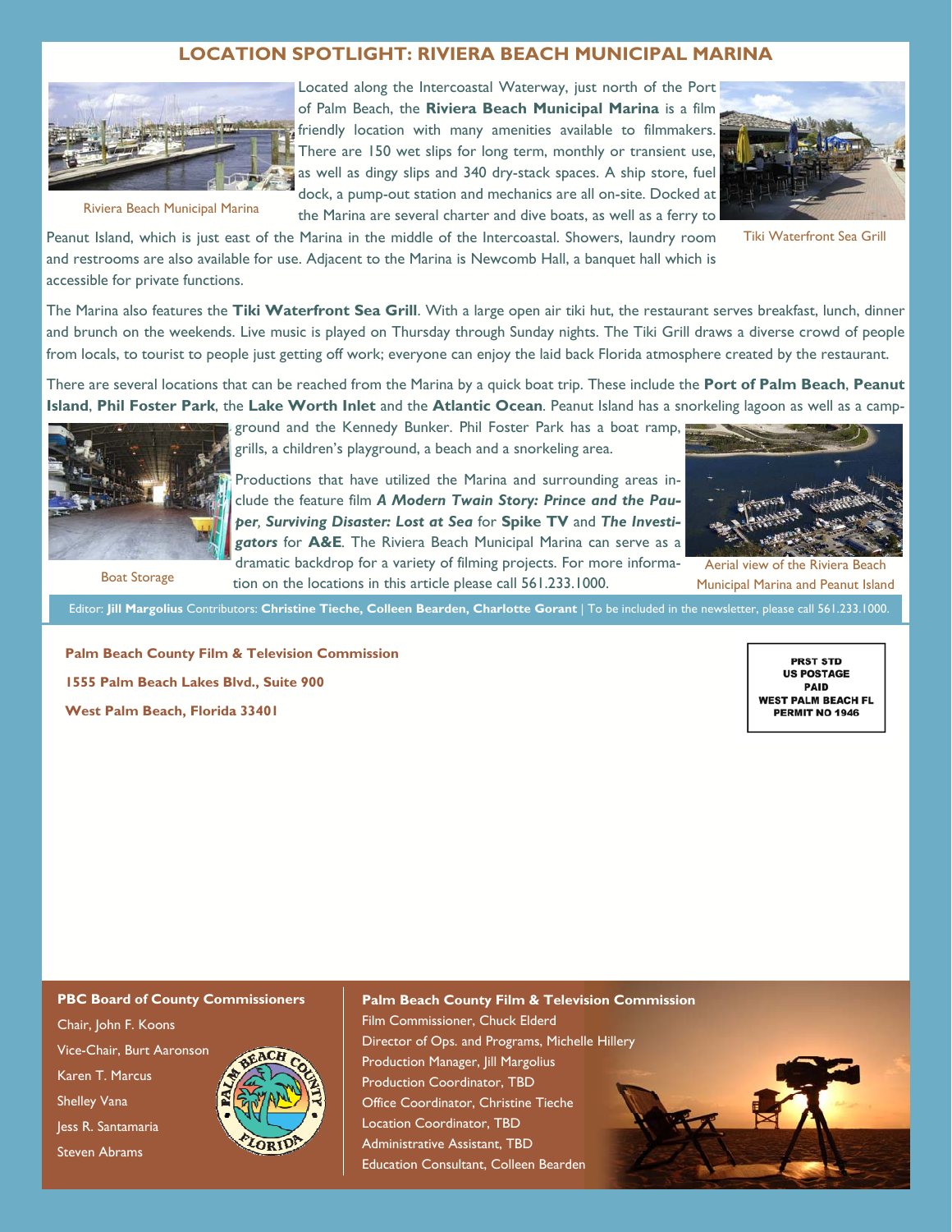## LOCATION SPOTLIGHT: RIVIERA BEACH MUNICIPAL MARINA

Riviera Beach Municipal Marina

Tiki Waterfront Sea Grill

Located along the Intercoastal Waterway, just north of the Port of Palm Beach, the **Riviera Beach Municipal Marina** is a film friendly location with many amenities available to filmmakers. There are 150 wet slips for long term, monthly or transient use, as well as dingy slips and 340 dry-stack spaces. A ship store, fuel dock, a pump-out station and mechanics are all on-site. Docked at the Marina are several charter and dive boats, as well as a ferry to Peanut Island, which is just east of the Marina in the middle of the Intercoastal. Showers, laundry room and restrooms are also available for use. Adjacent to the Marina is Newcomb Hall, a banquet hall which is accessible for private functions.

The Marina also features the **Tiki Waterfront Sea Grill**. With a large open air tiki hut, the restaurant serves breakfast, lunch, dinner and brunch on the weekends. Live music is played on Thursday through Sunday nights. The Tiki Grill draws a diverse crowd of people from locals, to tourist to people just getting off work; everyone can enjoy the laid back Florida atmosphere created by the restaurant.

There are several locations that can be reached from the Marina by a quick boat trip. These include the **Port of Palm Beach**, **Peanut Island**, **Phil Foster Park**, the **Lake Worth Inlet** and the **Atlantic Ocean**. Peanut Island has a snorkeling lagoon as well as a campground and the Kennedy Bunker. Phil Foster Park has a boat ramp, grills, a children's playground, a beach and a snorkeling area.

Productions that have utilized the Marina and surrounding areas include the feature film ***A Modern Twain Story: Prince and the Pauper***, ***Surviving Disaster: Lost at Sea*** for **Spike TV** and ***The Investigators*** for **A&E**. The Riviera Beach Municipal Marina can serve as a dramatic backdrop for a variety of filming projects. For more information on the locations in this article please call 561.233.1000.

Boat Storage

Aerial view of the Riviera Beach Municipal Marina and Peanut Island

Editor: **Jill Margolius** Contributors: **Christine Tieche, Colleen Bearden, Charlotte Gorant** | To be included in the newsletter, please call 561.233.1000.

**Palm Beach County Film & Television Commission**

**1555 Palm Beach Lakes Blvd., Suite 900**

**West Palm Beach, Florida 33401**

PRST STD
US POSTAGE
PAID
WEST PALM BEACH FL
PERMIT NO 1946

**PBC Board of County Commissioners**

Chair, John F. Koons
Vice-Chair, Burt Aaronson
Karen T. Marcus
Shelley Vana
Jess R. Santamaria
Steven Abrams

**Palm Beach County Film & Television Commission**

Film Commissioner, Chuck Elderd
Director of Ops. and Programs, Michelle Hillery
Production Manager, Jill Margolius
Production Coordinator, TBD
Office Coordinator, Christine Tieche
Location Coordinator, TBD
Administrative Assistant, TBD
Education Consultant, Colleen Bearden